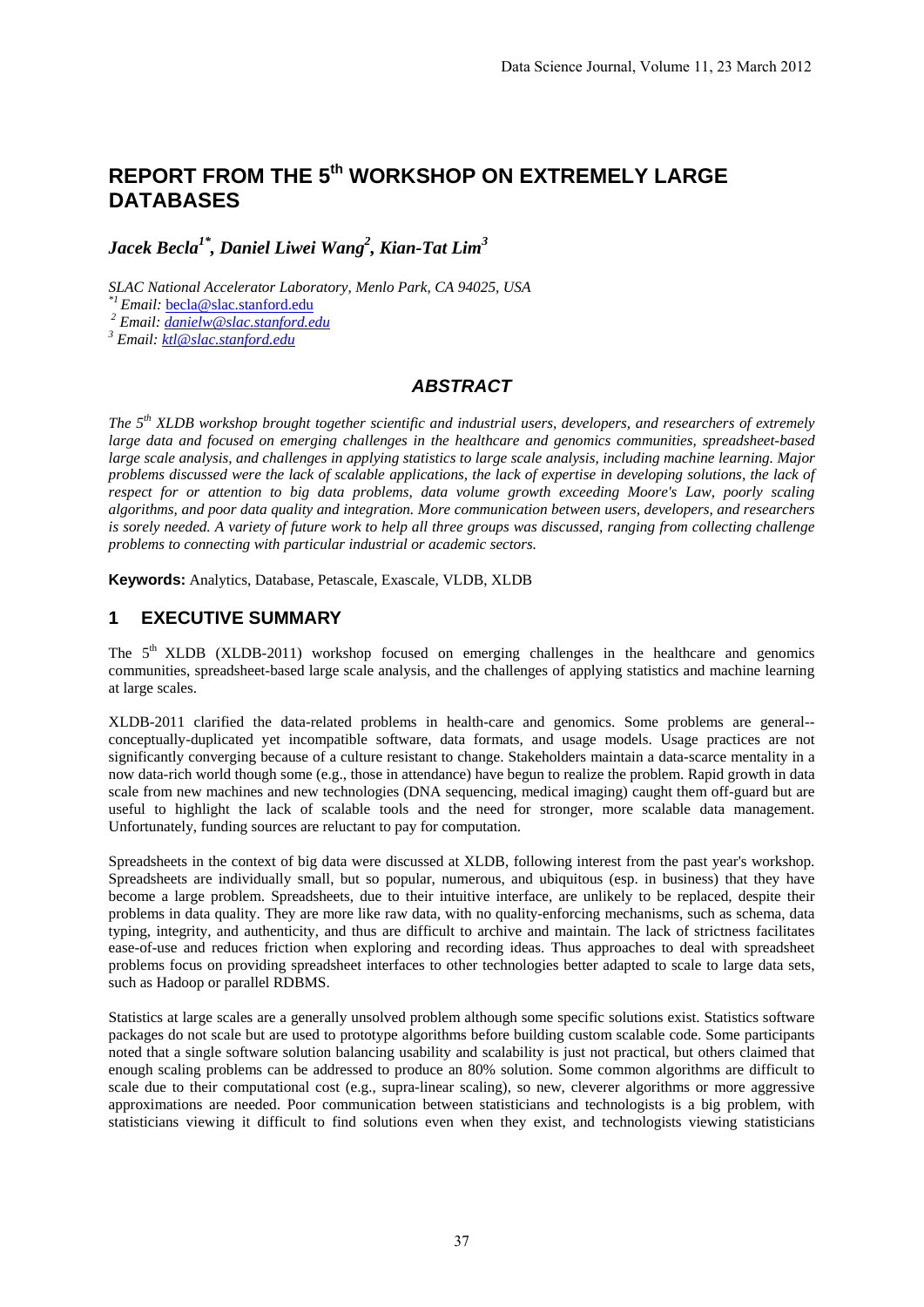# REPORT FROM THE 5th WORKSHOP ON EXTREMELY LARGE DATABASES

***Jacek Becla[1*], Daniel Liwei Wang[2], Kian-Tat Lim[3]***

*SLAC National Accelerator Laboratory, Menlo Park, CA 94025, USA*
*[*1] Email: becla@slac.stanford.edu*
*[2] Email: danielw@slac.stanford.edu*
*[3] Email: ktl@slac.stanford.edu*

## ABSTRACT

*The 5th XLDB workshop brought together scientific and industrial users, developers, and researchers of extremely large data and focused on emerging challenges in the healthcare and genomics communities, spreadsheet-based large scale analysis, and challenges in applying statistics to large scale analysis, including machine learning. Major problems discussed were the lack of scalable applications, the lack of expertise in developing solutions, the lack of respect for or attention to big data problems, data volume growth exceeding Moore's Law, poorly scaling algorithms, and poor data quality and integration. More communication between users, developers, and researchers is sorely needed. A variety of future work to help all three groups was discussed, ranging from collecting challenge problems to connecting with particular industrial or academic sectors.*

**Keywords:** Analytics, Database, Petascale, Exascale, VLDB, XLDB

## 1 EXECUTIVE SUMMARY

The 5th XLDB (XLDB-2011) workshop focused on emerging challenges in the healthcare and genomics communities, spreadsheet-based large scale analysis, and the challenges of applying statistics and machine learning at large scales.

XLDB-2011 clarified the data-related problems in health-care and genomics. Some problems are general--conceptually-duplicated yet incompatible software, data formats, and usage models. Usage practices are not significantly converging because of a culture resistant to change. Stakeholders maintain a data-scarce mentality in a now data-rich world though some (e.g., those in attendance) have begun to realize the problem. Rapid growth in data scale from new machines and new technologies (DNA sequencing, medical imaging) caught them off-guard but are useful to highlight the lack of scalable tools and the need for stronger, more scalable data management. Unfortunately, funding sources are reluctant to pay for computation.

Spreadsheets in the context of big data were discussed at XLDB, following interest from the past year's workshop. Spreadsheets are individually small, but so popular, numerous, and ubiquitous (esp. in business) that they have become a large problem. Spreadsheets, due to their intuitive interface, are unlikely to be replaced, despite their problems in data quality. They are more like raw data, with no quality-enforcing mechanisms, such as schema, data typing, integrity, and authenticity, and thus are difficult to archive and maintain. The lack of strictness facilitates ease-of-use and reduces friction when exploring and recording ideas. Thus approaches to deal with spreadsheet problems focus on providing spreadsheet interfaces to other technologies better adapted to scale to large data sets, such as Hadoop or parallel RDBMS.

Statistics at large scales are a generally unsolved problem although some specific solutions exist. Statistics software packages do not scale but are used to prototype algorithms before building custom scalable code. Some participants noted that a single software solution balancing usability and scalability is just not practical, but others claimed that enough scaling problems can be addressed to produce an 80% solution. Some common algorithms are difficult to scale due to their computational cost (e.g., supra-linear scaling), so new, cleverer algorithms or more aggressive approximations are needed. Poor communication between statisticians and technologists is a big problem, with statisticians viewing it difficult to find solutions even when they exist, and technologists viewing statisticians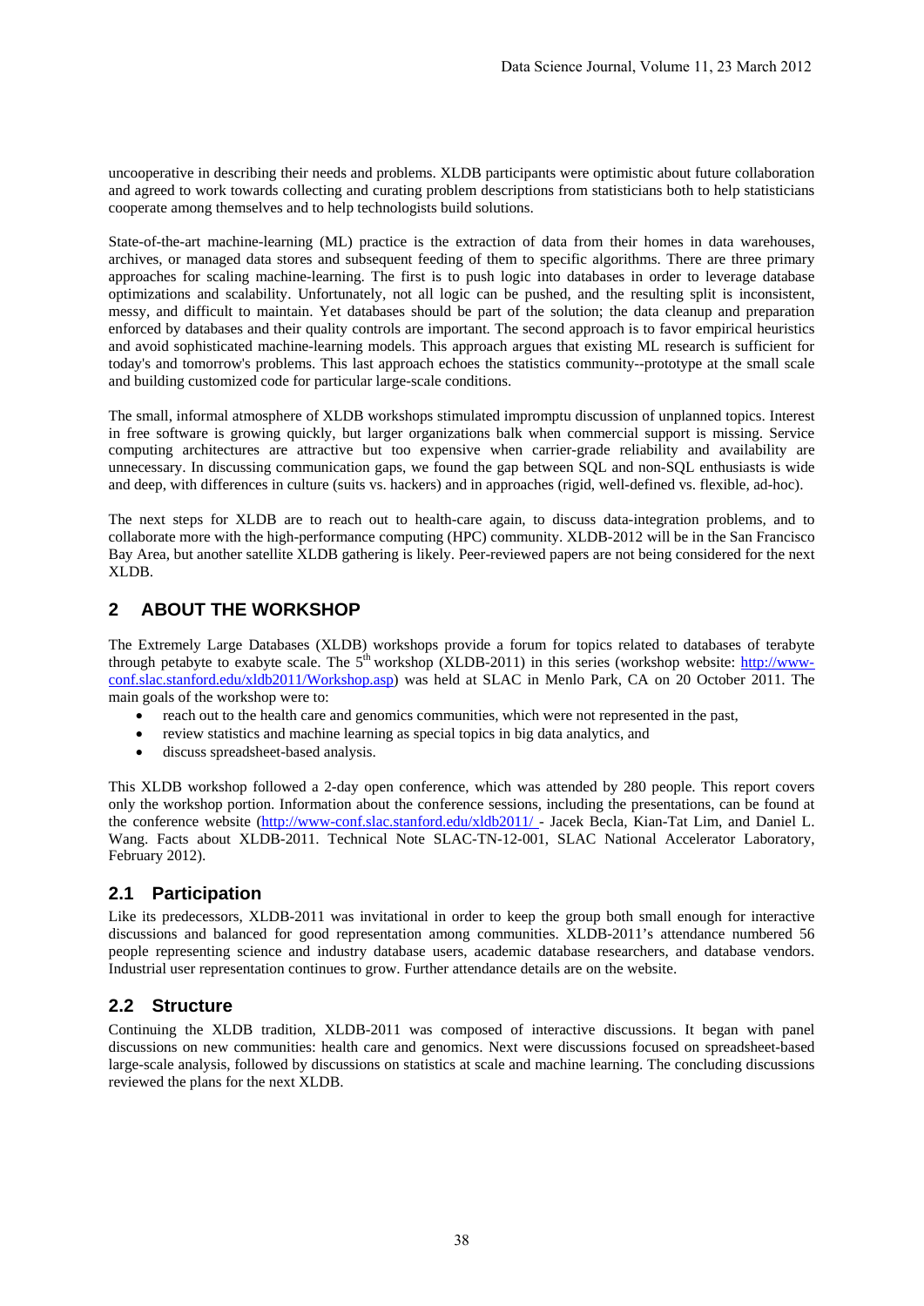uncooperative in describing their needs and problems. XLDB participants were optimistic about future collaboration and agreed to work towards collecting and curating problem descriptions from statisticians both to help statisticians cooperate among themselves and to help technologists build solutions.

State-of-the-art machine-learning (ML) practice is the extraction of data from their homes in data warehouses, archives, or managed data stores and subsequent feeding of them to specific algorithms. There are three primary approaches for scaling machine-learning. The first is to push logic into databases in order to leverage database optimizations and scalability. Unfortunately, not all logic can be pushed, and the resulting split is inconsistent, messy, and difficult to maintain. Yet databases should be part of the solution; the data cleanup and preparation enforced by databases and their quality controls are important. The second approach is to favor empirical heuristics and avoid sophisticated machine-learning models. This approach argues that existing ML research is sufficient for today's and tomorrow's problems. This last approach echoes the statistics community--prototype at the small scale and building customized code for particular large-scale conditions.

The small, informal atmosphere of XLDB workshops stimulated impromptu discussion of unplanned topics. Interest in free software is growing quickly, but larger organizations balk when commercial support is missing. Service computing architectures are attractive but too expensive when carrier-grade reliability and availability are unnecessary. In discussing communication gaps, we found the gap between SQL and non-SQL enthusiasts is wide and deep, with differences in culture (suits vs. hackers) and in approaches (rigid, well-defined vs. flexible, ad-hoc).

The next steps for XLDB are to reach out to health-care again, to discuss data-integration problems, and to collaborate more with the high-performance computing (HPC) community. XLDB-2012 will be in the San Francisco Bay Area, but another satellite XLDB gathering is likely. Peer-reviewed papers are not being considered for the next XLDB.

## 2 ABOUT THE WORKSHOP

The Extremely Large Databases (XLDB) workshops provide a forum for topics related to databases of terabyte through petabyte to exabyte scale. The 5th workshop (XLDB-2011) in this series (workshop website: http://www-conf.slac.stanford.edu/xldb2011/Workshop.asp) was held at SLAC in Menlo Park, CA on 20 October 2011. The main goals of the workshop were to:

- reach out to the health care and genomics communities, which were not represented in the past,
- review statistics and machine learning as special topics in big data analytics, and
- discuss spreadsheet-based analysis.

This XLDB workshop followed a 2-day open conference, which was attended by 280 people. This report covers only the workshop portion. Information about the conference sessions, including the presentations, can be found at the conference website (http://www-conf.slac.stanford.edu/xldb2011/ - Jacek Becla, Kian-Tat Lim, and Daniel L. Wang. Facts about XLDB-2011. Technical Note SLAC-TN-12-001, SLAC National Accelerator Laboratory, February 2012).

### 2.1 Participation

Like its predecessors, XLDB-2011 was invitational in order to keep the group both small enough for interactive discussions and balanced for good representation among communities. XLDB-2011's attendance numbered 56 people representing science and industry database users, academic database researchers, and database vendors. Industrial user representation continues to grow. Further attendance details are on the website.

### 2.2 Structure

Continuing the XLDB tradition, XLDB-2011 was composed of interactive discussions. It began with panel discussions on new communities: health care and genomics. Next were discussions focused on spreadsheet-based large-scale analysis, followed by discussions on statistics at scale and machine learning. The concluding discussions reviewed the plans for the next XLDB.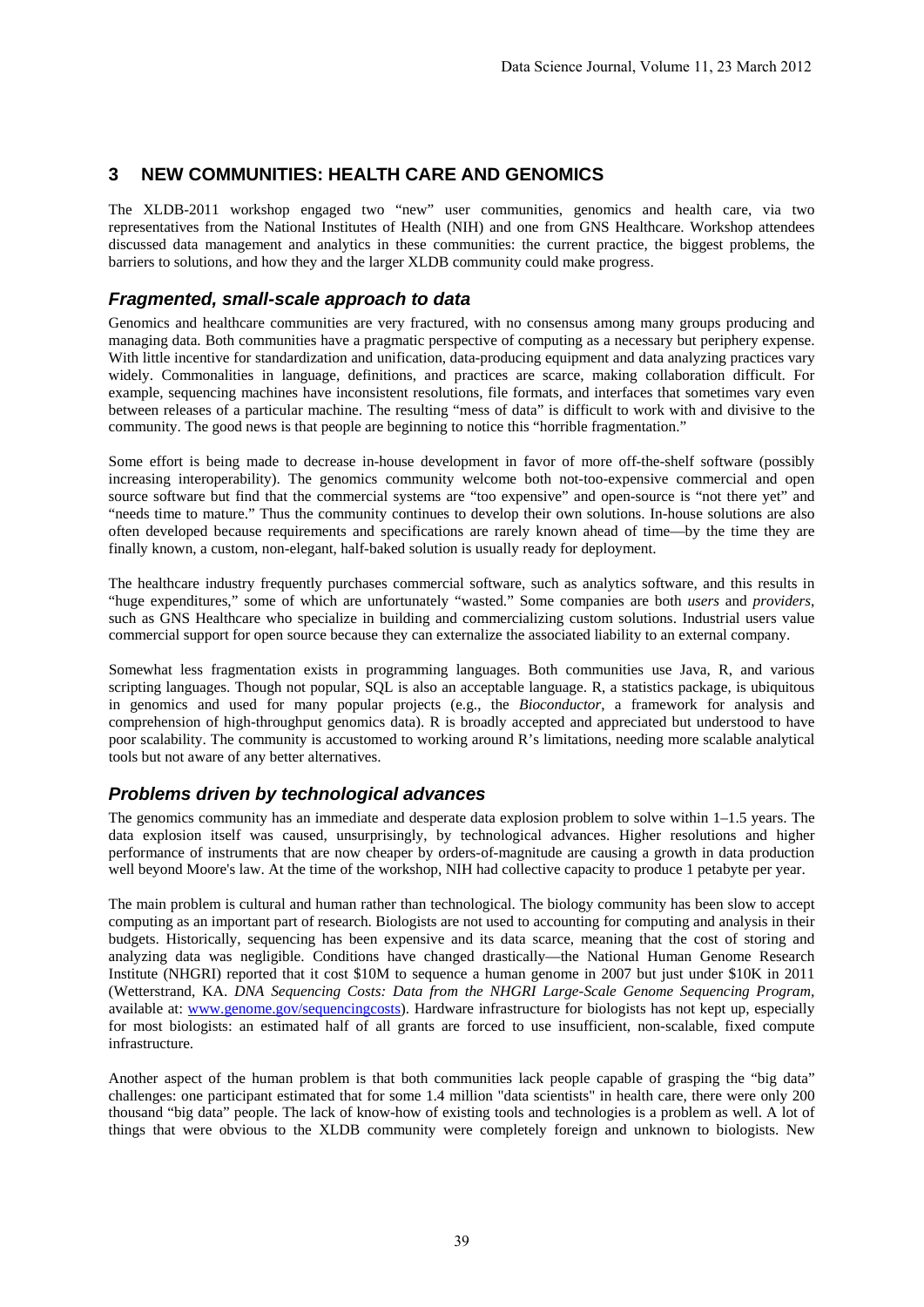## 3 NEW COMMUNITIES: HEALTH CARE AND GENOMICS

The XLDB-2011 workshop engaged two "new" user communities, genomics and health care, via two representatives from the National Institutes of Health (NIH) and one from GNS Healthcare. Workshop attendees discussed data management and analytics in these communities: the current practice, the biggest problems, the barriers to solutions, and how they and the larger XLDB community could make progress.

### *Fragmented, small-scale approach to data*

Genomics and healthcare communities are very fractured, with no consensus among many groups producing and managing data. Both communities have a pragmatic perspective of computing as a necessary but periphery expense. With little incentive for standardization and unification, data-producing equipment and data analyzing practices vary widely. Commonalities in language, definitions, and practices are scarce, making collaboration difficult. For example, sequencing machines have inconsistent resolutions, file formats, and interfaces that sometimes vary even between releases of a particular machine. The resulting "mess of data" is difficult to work with and divisive to the community. The good news is that people are beginning to notice this "horrible fragmentation."

Some effort is being made to decrease in-house development in favor of more off-the-shelf software (possibly increasing interoperability). The genomics community welcome both not-too-expensive commercial and open source software but find that the commercial systems are "too expensive" and open-source is "not there yet" and "needs time to mature." Thus the community continues to develop their own solutions. In-house solutions are also often developed because requirements and specifications are rarely known ahead of time—by the time they are finally known, a custom, non-elegant, half-baked solution is usually ready for deployment.

The healthcare industry frequently purchases commercial software, such as analytics software, and this results in "huge expenditures," some of which are unfortunately "wasted." Some companies are both *users* and *providers*, such as GNS Healthcare who specialize in building and commercializing custom solutions. Industrial users value commercial support for open source because they can externalize the associated liability to an external company.

Somewhat less fragmentation exists in programming languages. Both communities use Java, R, and various scripting languages. Though not popular, SQL is also an acceptable language. R, a statistics package, is ubiquitous in genomics and used for many popular projects (e.g., the *Bioconductor*, a framework for analysis and comprehension of high-throughput genomics data). R is broadly accepted and appreciated but understood to have poor scalability. The community is accustomed to working around R's limitations, needing more scalable analytical tools but not aware of any better alternatives.

### *Problems driven by technological advances*

The genomics community has an immediate and desperate data explosion problem to solve within 1–1.5 years. The data explosion itself was caused, unsurprisingly, by technological advances. Higher resolutions and higher performance of instruments that are now cheaper by orders-of-magnitude are causing a growth in data production well beyond Moore's law. At the time of the workshop, NIH had collective capacity to produce 1 petabyte per year.

The main problem is cultural and human rather than technological. The biology community has been slow to accept computing as an important part of research. Biologists are not used to accounting for computing and analysis in their budgets. Historically, sequencing has been expensive and its data scarce, meaning that the cost of storing and analyzing data was negligible. Conditions have changed drastically—the National Human Genome Research Institute (NHGRI) reported that it cost \$10M to sequence a human genome in 2007 but just under \$10K in 2011 (Wetterstrand, KA. *DNA Sequencing Costs: Data from the NHGRI Large-Scale Genome Sequencing Program*, available at: www.genome.gov/sequencingcosts). Hardware infrastructure for biologists has not kept up, especially for most biologists: an estimated half of all grants are forced to use insufficient, non-scalable, fixed compute infrastructure.

Another aspect of the human problem is that both communities lack people capable of grasping the "big data" challenges: one participant estimated that for some 1.4 million "data scientists" in health care, there were only 200 thousand "big data" people. The lack of know-how of existing tools and technologies is a problem as well. A lot of things that were obvious to the XLDB community were completely foreign and unknown to biologists. New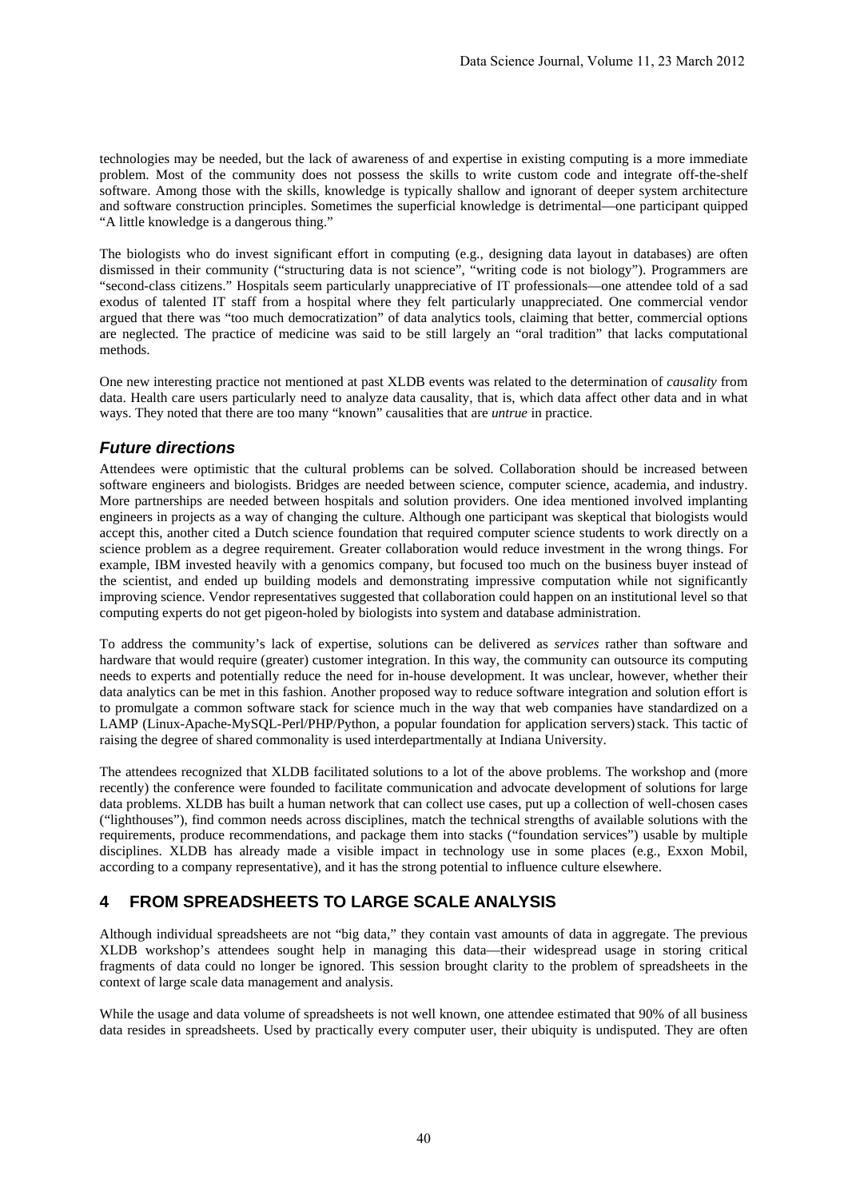technologies may be needed, but the lack of awareness of and expertise in existing computing is a more immediate problem. Most of the community does not possess the skills to write custom code and integrate off-the-shelf software. Among those with the skills, knowledge is typically shallow and ignorant of deeper system architecture and software construction principles. Sometimes the superficial knowledge is detrimental—one participant quipped "A little knowledge is a dangerous thing."

The biologists who do invest significant effort in computing (e.g., designing data layout in databases) are often dismissed in their community ("structuring data is not science", "writing code is not biology"). Programmers are "second-class citizens." Hospitals seem particularly unappreciative of IT professionals—one attendee told of a sad exodus of talented IT staff from a hospital where they felt particularly unappreciated. One commercial vendor argued that there was "too much democratization" of data analytics tools, claiming that better, commercial options are neglected. The practice of medicine was said to be still largely an "oral tradition" that lacks computational methods.

One new interesting practice not mentioned at past XLDB events was related to the determination of *causality* from data. Health care users particularly need to analyze data causality, that is, which data affect other data and in what ways. They noted that there are too many "known" causalities that are *untrue* in practice.

### *Future directions*

Attendees were optimistic that the cultural problems can be solved. Collaboration should be increased between software engineers and biologists. Bridges are needed between science, computer science, academia, and industry. More partnerships are needed between hospitals and solution providers. One idea mentioned involved implanting engineers in projects as a way of changing the culture. Although one participant was skeptical that biologists would accept this, another cited a Dutch science foundation that required computer science students to work directly on a science problem as a degree requirement. Greater collaboration would reduce investment in the wrong things. For example, IBM invested heavily with a genomics company, but focused too much on the business buyer instead of the scientist, and ended up building models and demonstrating impressive computation while not significantly improving science. Vendor representatives suggested that collaboration could happen on an institutional level so that computing experts do not get pigeon-holed by biologists into system and database administration.

To address the community's lack of expertise, solutions can be delivered as *services* rather than software and hardware that would require (greater) customer integration. In this way, the community can outsource its computing needs to experts and potentially reduce the need for in-house development. It was unclear, however, whether their data analytics can be met in this fashion. Another proposed way to reduce software integration and solution effort is to promulgate a common software stack for science much in the way that web companies have standardized on a LAMP (Linux-Apache-MySQL-Perl/PHP/Python, a popular foundation for application servers) stack. This tactic of raising the degree of shared commonality is used interdepartmentally at Indiana University.

The attendees recognized that XLDB facilitated solutions to a lot of the above problems. The workshop and (more recently) the conference were founded to facilitate communication and advocate development of solutions for large data problems. XLDB has built a human network that can collect use cases, put up a collection of well-chosen cases ("lighthouses"), find common needs across disciplines, match the technical strengths of available solutions with the requirements, produce recommendations, and package them into stacks ("foundation services") usable by multiple disciplines. XLDB has already made a visible impact in technology use in some places (e.g., Exxon Mobil, according to a company representative), and it has the strong potential to influence culture elsewhere.

## 4 FROM SPREADSHEETS TO LARGE SCALE ANALYSIS

Although individual spreadsheets are not "big data," they contain vast amounts of data in aggregate. The previous XLDB workshop's attendees sought help in managing this data—their widespread usage in storing critical fragments of data could no longer be ignored. This session brought clarity to the problem of spreadsheets in the context of large scale data management and analysis.

While the usage and data volume of spreadsheets is not well known, one attendee estimated that 90% of all business data resides in spreadsheets. Used by practically every computer user, their ubiquity is undisputed. They are often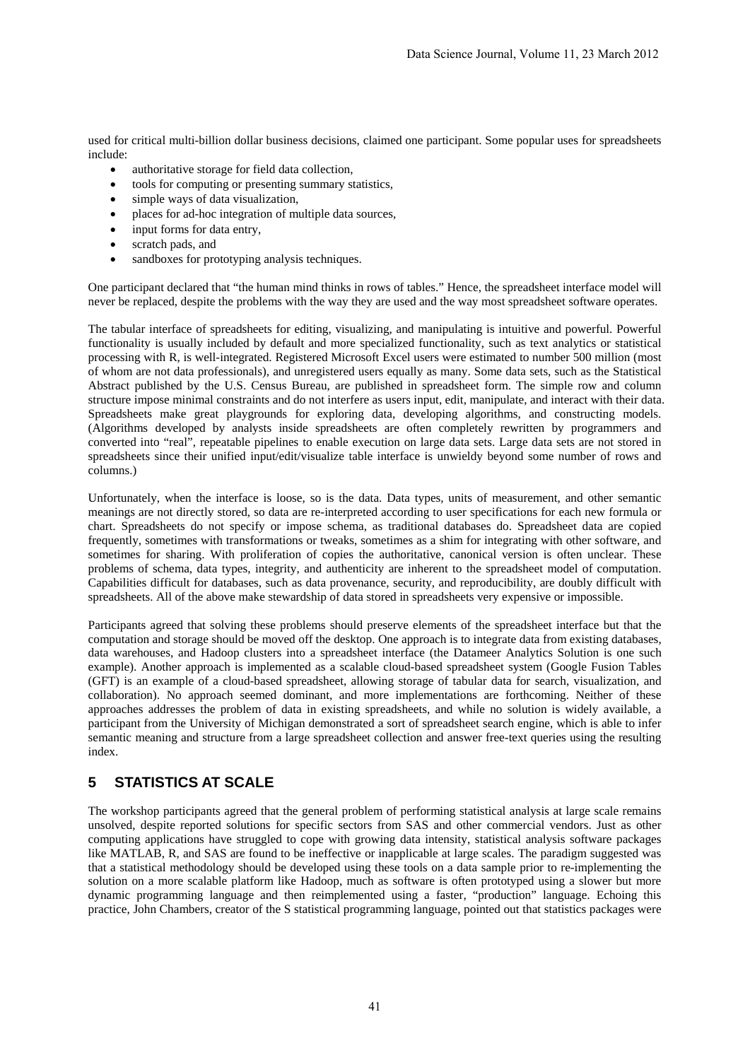used for critical multi-billion dollar business decisions, claimed one participant. Some popular uses for spreadsheets include:

- authoritative storage for field data collection,
- tools for computing or presenting summary statistics,
- simple ways of data visualization,
- places for ad-hoc integration of multiple data sources,
- input forms for data entry,
- scratch pads, and
- sandboxes for prototyping analysis techniques.

One participant declared that "the human mind thinks in rows of tables." Hence, the spreadsheet interface model will never be replaced, despite the problems with the way they are used and the way most spreadsheet software operates.

The tabular interface of spreadsheets for editing, visualizing, and manipulating is intuitive and powerful. Powerful functionality is usually included by default and more specialized functionality, such as text analytics or statistical processing with R, is well-integrated. Registered Microsoft Excel users were estimated to number 500 million (most of whom are not data professionals), and unregistered users equally as many. Some data sets, such as the Statistical Abstract published by the U.S. Census Bureau, are published in spreadsheet form. The simple row and column structure impose minimal constraints and do not interfere as users input, edit, manipulate, and interact with their data. Spreadsheets make great playgrounds for exploring data, developing algorithms, and constructing models. (Algorithms developed by analysts inside spreadsheets are often completely rewritten by programmers and converted into "real", repeatable pipelines to enable execution on large data sets. Large data sets are not stored in spreadsheets since their unified input/edit/visualize table interface is unwieldy beyond some number of rows and columns.)

Unfortunately, when the interface is loose, so is the data. Data types, units of measurement, and other semantic meanings are not directly stored, so data are re-interpreted according to user specifications for each new formula or chart. Spreadsheets do not specify or impose schema, as traditional databases do. Spreadsheet data are copied frequently, sometimes with transformations or tweaks, sometimes as a shim for integrating with other software, and sometimes for sharing. With proliferation of copies the authoritative, canonical version is often unclear. These problems of schema, data types, integrity, and authenticity are inherent to the spreadsheet model of computation. Capabilities difficult for databases, such as data provenance, security, and reproducibility, are doubly difficult with spreadsheets. All of the above make stewardship of data stored in spreadsheets very expensive or impossible.

Participants agreed that solving these problems should preserve elements of the spreadsheet interface but that the computation and storage should be moved off the desktop. One approach is to integrate data from existing databases, data warehouses, and Hadoop clusters into a spreadsheet interface (the Datameer Analytics Solution is one such example). Another approach is implemented as a scalable cloud-based spreadsheet system (Google Fusion Tables (GFT) is an example of a cloud-based spreadsheet, allowing storage of tabular data for search, visualization, and collaboration). No approach seemed dominant, and more implementations are forthcoming. Neither of these approaches addresses the problem of data in existing spreadsheets, and while no solution is widely available, a participant from the University of Michigan demonstrated a sort of spreadsheet search engine, which is able to infer semantic meaning and structure from a large spreadsheet collection and answer free-text queries using the resulting index.

## 5 STATISTICS AT SCALE

The workshop participants agreed that the general problem of performing statistical analysis at large scale remains unsolved, despite reported solutions for specific sectors from SAS and other commercial vendors. Just as other computing applications have struggled to cope with growing data intensity, statistical analysis software packages like MATLAB, R, and SAS are found to be ineffective or inapplicable at large scales. The paradigm suggested was that a statistical methodology should be developed using these tools on a data sample prior to re-implementing the solution on a more scalable platform like Hadoop, much as software is often prototyped using a slower but more dynamic programming language and then reimplemented using a faster, "production" language. Echoing this practice, John Chambers, creator of the S statistical programming language, pointed out that statistics packages were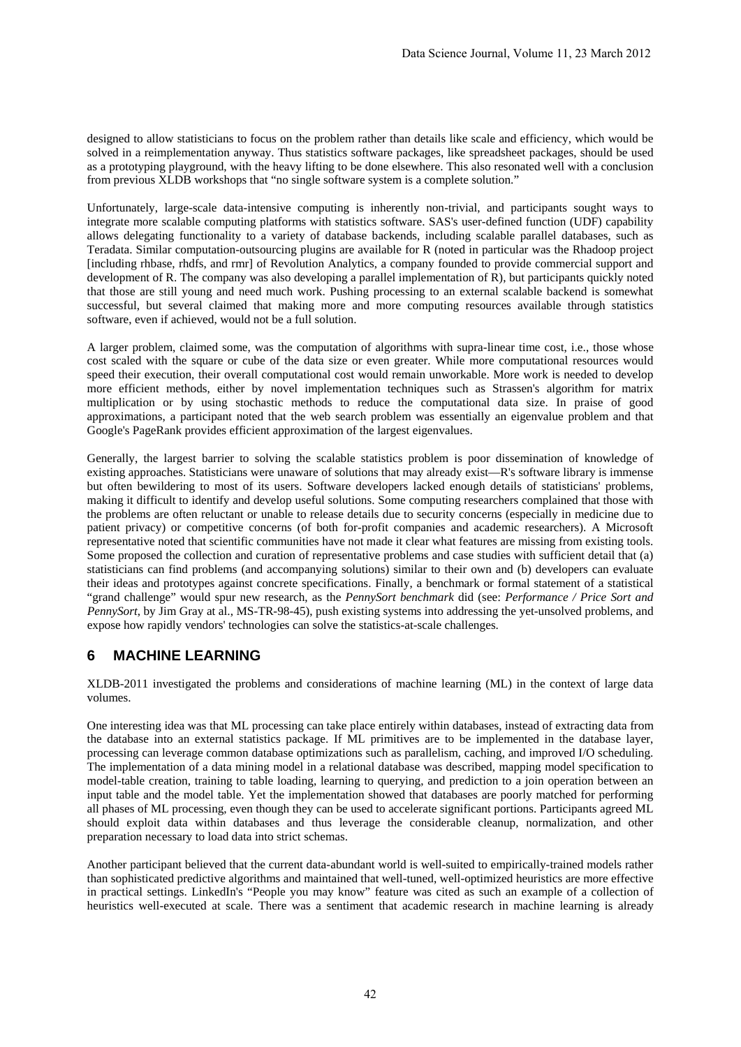designed to allow statisticians to focus on the problem rather than details like scale and efficiency, which would be solved in a reimplementation anyway. Thus statistics software packages, like spreadsheet packages, should be used as a prototyping playground, with the heavy lifting to be done elsewhere. This also resonated well with a conclusion from previous XLDB workshops that "no single software system is a complete solution."

Unfortunately, large-scale data-intensive computing is inherently non-trivial, and participants sought ways to integrate more scalable computing platforms with statistics software. SAS's user-defined function (UDF) capability allows delegating functionality to a variety of database backends, including scalable parallel databases, such as Teradata. Similar computation-outsourcing plugins are available for R (noted in particular was the Rhadoop project [including rhbase, rhdfs, and rmr] of Revolution Analytics, a company founded to provide commercial support and development of R. The company was also developing a parallel implementation of R), but participants quickly noted that those are still young and need much work. Pushing processing to an external scalable backend is somewhat successful, but several claimed that making more and more computing resources available through statistics software, even if achieved, would not be a full solution.

A larger problem, claimed some, was the computation of algorithms with supra-linear time cost, i.e., those whose cost scaled with the square or cube of the data size or even greater. While more computational resources would speed their execution, their overall computational cost would remain unworkable. More work is needed to develop more efficient methods, either by novel implementation techniques such as Strassen's algorithm for matrix multiplication or by using stochastic methods to reduce the computational data size. In praise of good approximations, a participant noted that the web search problem was essentially an eigenvalue problem and that Google's PageRank provides efficient approximation of the largest eigenvalues.

Generally, the largest barrier to solving the scalable statistics problem is poor dissemination of knowledge of existing approaches. Statisticians were unaware of solutions that may already exist—R's software library is immense but often bewildering to most of its users. Software developers lacked enough details of statisticians' problems, making it difficult to identify and develop useful solutions. Some computing researchers complained that those with the problems are often reluctant or unable to release details due to security concerns (especially in medicine due to patient privacy) or competitive concerns (of both for-profit companies and academic researchers). A Microsoft representative noted that scientific communities have not made it clear what features are missing from existing tools. Some proposed the collection and curation of representative problems and case studies with sufficient detail that (a) statisticians can find problems (and accompanying solutions) similar to their own and (b) developers can evaluate their ideas and prototypes against concrete specifications. Finally, a benchmark or formal statement of a statistical "grand challenge" would spur new research, as the *PennySort benchmark* did (see: *Performance / Price Sort and PennySort*, by Jim Gray at al., MS-TR-98-45), push existing systems into addressing the yet-unsolved problems, and expose how rapidly vendors' technologies can solve the statistics-at-scale challenges.

## 6 MACHINE LEARNING

XLDB-2011 investigated the problems and considerations of machine learning (ML) in the context of large data volumes.

One interesting idea was that ML processing can take place entirely within databases, instead of extracting data from the database into an external statistics package. If ML primitives are to be implemented in the database layer, processing can leverage common database optimizations such as parallelism, caching, and improved I/O scheduling. The implementation of a data mining model in a relational database was described, mapping model specification to model-table creation, training to table loading, learning to querying, and prediction to a join operation between an input table and the model table. Yet the implementation showed that databases are poorly matched for performing all phases of ML processing, even though they can be used to accelerate significant portions. Participants agreed ML should exploit data within databases and thus leverage the considerable cleanup, normalization, and other preparation necessary to load data into strict schemas.

Another participant believed that the current data-abundant world is well-suited to empirically-trained models rather than sophisticated predictive algorithms and maintained that well-tuned, well-optimized heuristics are more effective in practical settings. LinkedIn's "People you may know" feature was cited as such an example of a collection of heuristics well-executed at scale. There was a sentiment that academic research in machine learning is already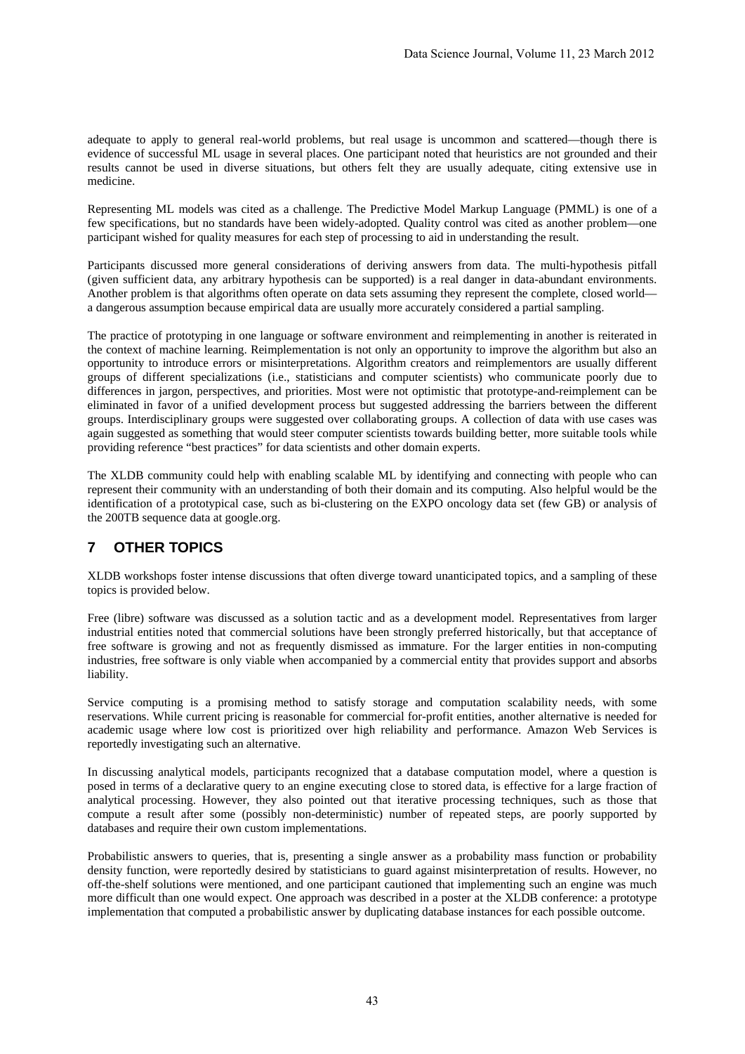adequate to apply to general real-world problems, but real usage is uncommon and scattered—though there is evidence of successful ML usage in several places. One participant noted that heuristics are not grounded and their results cannot be used in diverse situations, but others felt they are usually adequate, citing extensive use in medicine.

Representing ML models was cited as a challenge. The Predictive Model Markup Language (PMML) is one of a few specifications, but no standards have been widely-adopted. Quality control was cited as another problem—one participant wished for quality measures for each step of processing to aid in understanding the result.

Participants discussed more general considerations of deriving answers from data. The multi-hypothesis pitfall (given sufficient data, any arbitrary hypothesis can be supported) is a real danger in data-abundant environments. Another problem is that algorithms often operate on data sets assuming they represent the complete, closed world—a dangerous assumption because empirical data are usually more accurately considered a partial sampling.

The practice of prototyping in one language or software environment and reimplementing in another is reiterated in the context of machine learning. Reimplementation is not only an opportunity to improve the algorithm but also an opportunity to introduce errors or misinterpretations. Algorithm creators and reimplementors are usually different groups of different specializations (i.e., statisticians and computer scientists) who communicate poorly due to differences in jargon, perspectives, and priorities. Most were not optimistic that prototype-and-reimplement can be eliminated in favor of a unified development process but suggested addressing the barriers between the different groups. Interdisciplinary groups were suggested over collaborating groups. A collection of data with use cases was again suggested as something that would steer computer scientists towards building better, more suitable tools while providing reference "best practices" for data scientists and other domain experts.

The XLDB community could help with enabling scalable ML by identifying and connecting with people who can represent their community with an understanding of both their domain and its computing. Also helpful would be the identification of a prototypical case, such as bi-clustering on the EXPO oncology data set (few GB) or analysis of the 200TB sequence data at google.org.

## 7 OTHER TOPICS

XLDB workshops foster intense discussions that often diverge toward unanticipated topics, and a sampling of these topics is provided below.

Free (libre) software was discussed as a solution tactic and as a development model. Representatives from larger industrial entities noted that commercial solutions have been strongly preferred historically, but that acceptance of free software is growing and not as frequently dismissed as immature. For the larger entities in non-computing industries, free software is only viable when accompanied by a commercial entity that provides support and absorbs liability.

Service computing is a promising method to satisfy storage and computation scalability needs, with some reservations. While current pricing is reasonable for commercial for-profit entities, another alternative is needed for academic usage where low cost is prioritized over high reliability and performance. Amazon Web Services is reportedly investigating such an alternative.

In discussing analytical models, participants recognized that a database computation model, where a question is posed in terms of a declarative query to an engine executing close to stored data, is effective for a large fraction of analytical processing. However, they also pointed out that iterative processing techniques, such as those that compute a result after some (possibly non-deterministic) number of repeated steps, are poorly supported by databases and require their own custom implementations.

Probabilistic answers to queries, that is, presenting a single answer as a probability mass function or probability density function, were reportedly desired by statisticians to guard against misinterpretation of results. However, no off-the-shelf solutions were mentioned, and one participant cautioned that implementing such an engine was much more difficult than one would expect. One approach was described in a poster at the XLDB conference: a prototype implementation that computed a probabilistic answer by duplicating database instances for each possible outcome.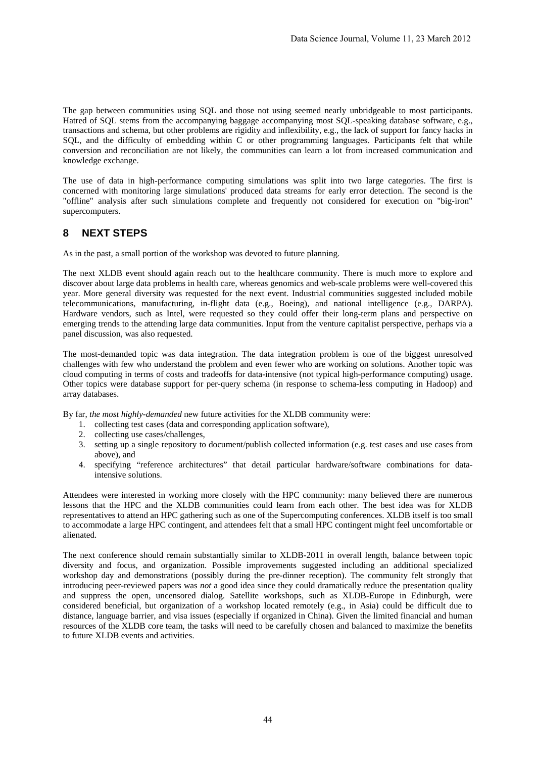The gap between communities using SQL and those not using seemed nearly unbridgeable to most participants. Hatred of SQL stems from the accompanying baggage accompanying most SQL-speaking database software, e.g., transactions and schema, but other problems are rigidity and inflexibility, e.g., the lack of support for fancy hacks in SQL, and the difficulty of embedding within C or other programming languages. Participants felt that while conversion and reconciliation are not likely, the communities can learn a lot from increased communication and knowledge exchange.

The use of data in high-performance computing simulations was split into two large categories. The first is concerned with monitoring large simulations' produced data streams for early error detection. The second is the "offline" analysis after such simulations complete and frequently not considered for execution on "big-iron" supercomputers.

## 8 NEXT STEPS

As in the past, a small portion of the workshop was devoted to future planning.

The next XLDB event should again reach out to the healthcare community. There is much more to explore and discover about large data problems in health care, whereas genomics and web-scale problems were well-covered this year. More general diversity was requested for the next event. Industrial communities suggested included mobile telecommunications, manufacturing, in-flight data (e.g., Boeing), and national intelligence (e.g., DARPA). Hardware vendors, such as Intel, were requested so they could offer their long-term plans and perspective on emerging trends to the attending large data communities. Input from the venture capitalist perspective, perhaps via a panel discussion, was also requested.

The most-demanded topic was data integration. The data integration problem is one of the biggest unresolved challenges with few who understand the problem and even fewer who are working on solutions. Another topic was cloud computing in terms of costs and tradeoffs for data-intensive (not typical high-performance computing) usage. Other topics were database support for per-query schema (in response to schema-less computing in Hadoop) and array databases.

By far, *the most highly-demanded* new future activities for the XLDB community were:

1. collecting test cases (data and corresponding application software),
2. collecting use cases/challenges,
3. setting up a single repository to document/publish collected information (e.g. test cases and use cases from above), and
4. specifying "reference architectures" that detail particular hardware/software combinations for data-intensive solutions.

Attendees were interested in working more closely with the HPC community: many believed there are numerous lessons that the HPC and the XLDB communities could learn from each other. The best idea was for XLDB representatives to attend an HPC gathering such as one of the Supercomputing conferences. XLDB itself is too small to accommodate a large HPC contingent, and attendees felt that a small HPC contingent might feel uncomfortable or alienated.

The next conference should remain substantially similar to XLDB-2011 in overall length, balance between topic diversity and focus, and organization. Possible improvements suggested including an additional specialized workshop day and demonstrations (possibly during the pre-dinner reception). The community felt strongly that introducing peer-reviewed papers was *not* a good idea since they could dramatically reduce the presentation quality and suppress the open, uncensored dialog. Satellite workshops, such as XLDB-Europe in Edinburgh, were considered beneficial, but organization of a workshop located remotely (e.g., in Asia) could be difficult due to distance, language barrier, and visa issues (especially if organized in China). Given the limited financial and human resources of the XLDB core team, the tasks will need to be carefully chosen and balanced to maximize the benefits to future XLDB events and activities.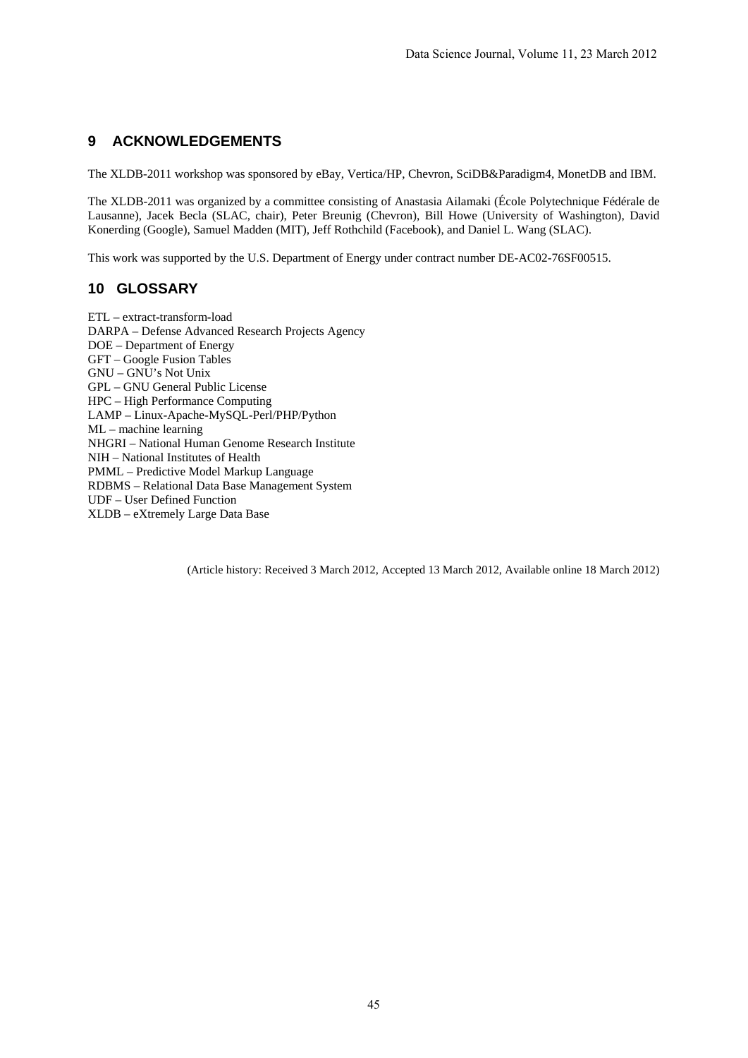## 9 ACKNOWLEDGEMENTS

The XLDB-2011 workshop was sponsored by eBay, Vertica/HP, Chevron, SciDB&Paradigm4, MonetDB and IBM.

The XLDB-2011 was organized by a committee consisting of Anastasia Ailamaki (École Polytechnique Fédérale de Lausanne), Jacek Becla (SLAC, chair), Peter Breunig (Chevron), Bill Howe (University of Washington), David Konerding (Google), Samuel Madden (MIT), Jeff Rothchild (Facebook), and Daniel L. Wang (SLAC).

This work was supported by the U.S. Department of Energy under contract number DE-AC02-76SF00515.

## 10 GLOSSARY

ETL – extract-transform-load
DARPA – Defense Advanced Research Projects Agency
DOE – Department of Energy
GFT – Google Fusion Tables
GNU – GNU's Not Unix
GPL – GNU General Public License
HPC – High Performance Computing
LAMP – Linux-Apache-MySQL-Perl/PHP/Python
ML – machine learning
NHGRI – National Human Genome Research Institute
NIH – National Institutes of Health
PMML – Predictive Model Markup Language
RDBMS – Relational Data Base Management System
UDF – User Defined Function
XLDB – eXtremely Large Data Base

(Article history: Received 3 March 2012, Accepted 13 March 2012, Available online 18 March 2012)